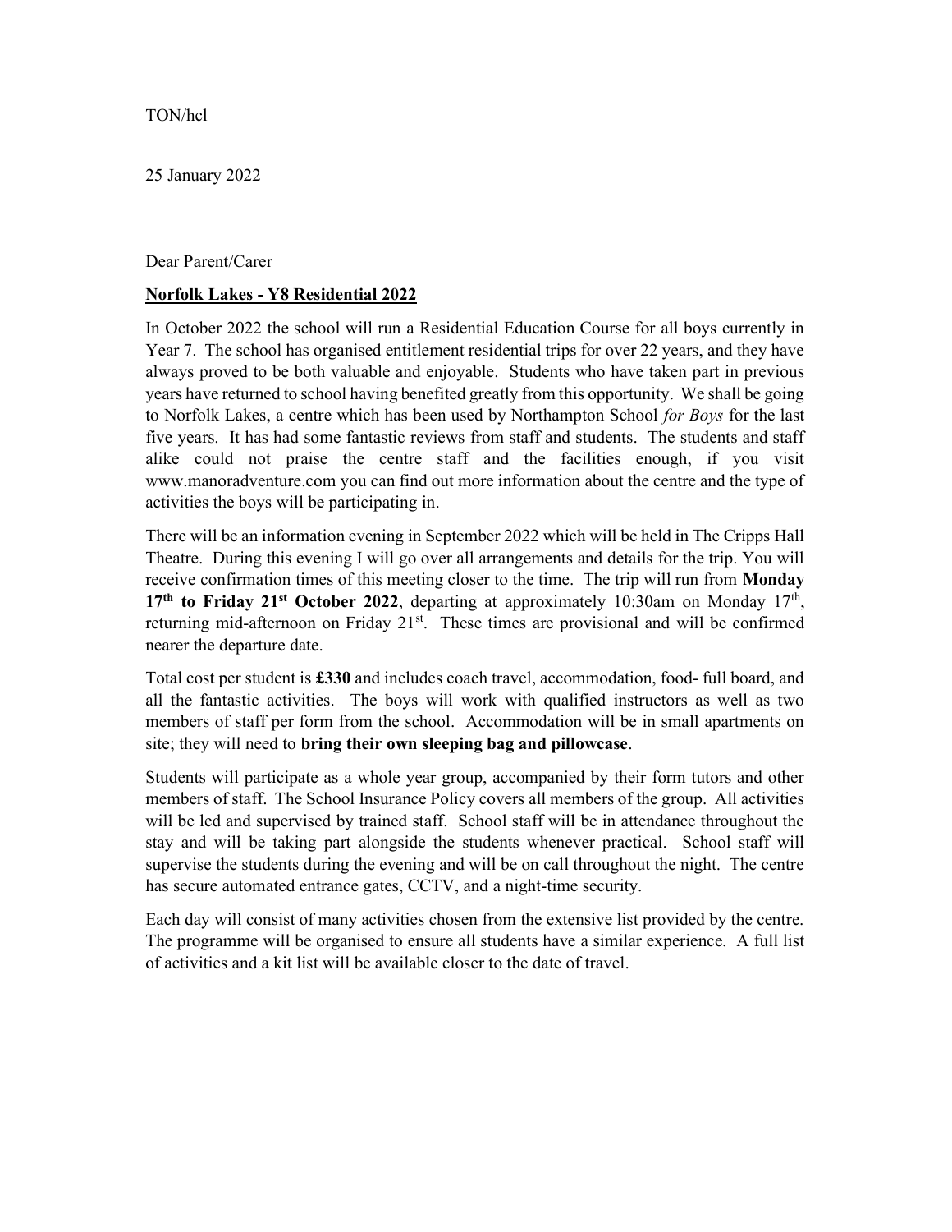TON/hcl

25 January 2022

Dear Parent/Carer

**Norfolk Lakes - Y8 Residential 2022**

In October 2022 the school will run a Residential Education Course for all boys currently in Year 7. The school has organised entitlement residential trips for over 22 years, and they have always proved to be both valuable and enjoyable. Students who have taken part in previous years have returned to school having benefited greatly from this opportunity. We shall be going to Norfolk Lakes, a centre which has been used by Northampton School *for Boys* for the last five years. It has had some fantastic reviews from staff and students. The students and staff alike could not praise the centre staff and the facilities enough, if you visit www.manoradventure.com you can find out more information about the centre and the type of activities the boys will be participating in.

There will be an information evening in September 2022 which will be held in The Cripps Hall Theatre. During this evening I will go over all arrangements and details for the trip. You will receive confirmation times of this meeting closer to the time. The trip will run from **Monday 17th to Friday 21st October 2022**, departing at approximately 10:30am on Monday 17th, returning mid-afternoon on Friday 21st. These times are provisional and will be confirmed nearer the departure date.

Total cost per student is **£330** and includes coach travel, accommodation, food- full board, and all the fantastic activities. The boys will work with qualified instructors as well as two members of staff per form from the school. Accommodation will be in small apartments on site; they will need to **bring their own sleeping bag and pillowcase**.

Students will participate as a whole year group, accompanied by their form tutors and other members of staff. The School Insurance Policy covers all members of the group. All activities will be led and supervised by trained staff. School staff will be in attendance throughout the stay and will be taking part alongside the students whenever practical. School staff will supervise the students during the evening and will be on call throughout the night. The centre has secure automated entrance gates, CCTV, and a night-time security.

Each day will consist of many activities chosen from the extensive list provided by the centre. The programme will be organised to ensure all students have a similar experience. A full list of activities and a kit list will be available closer to the date of travel.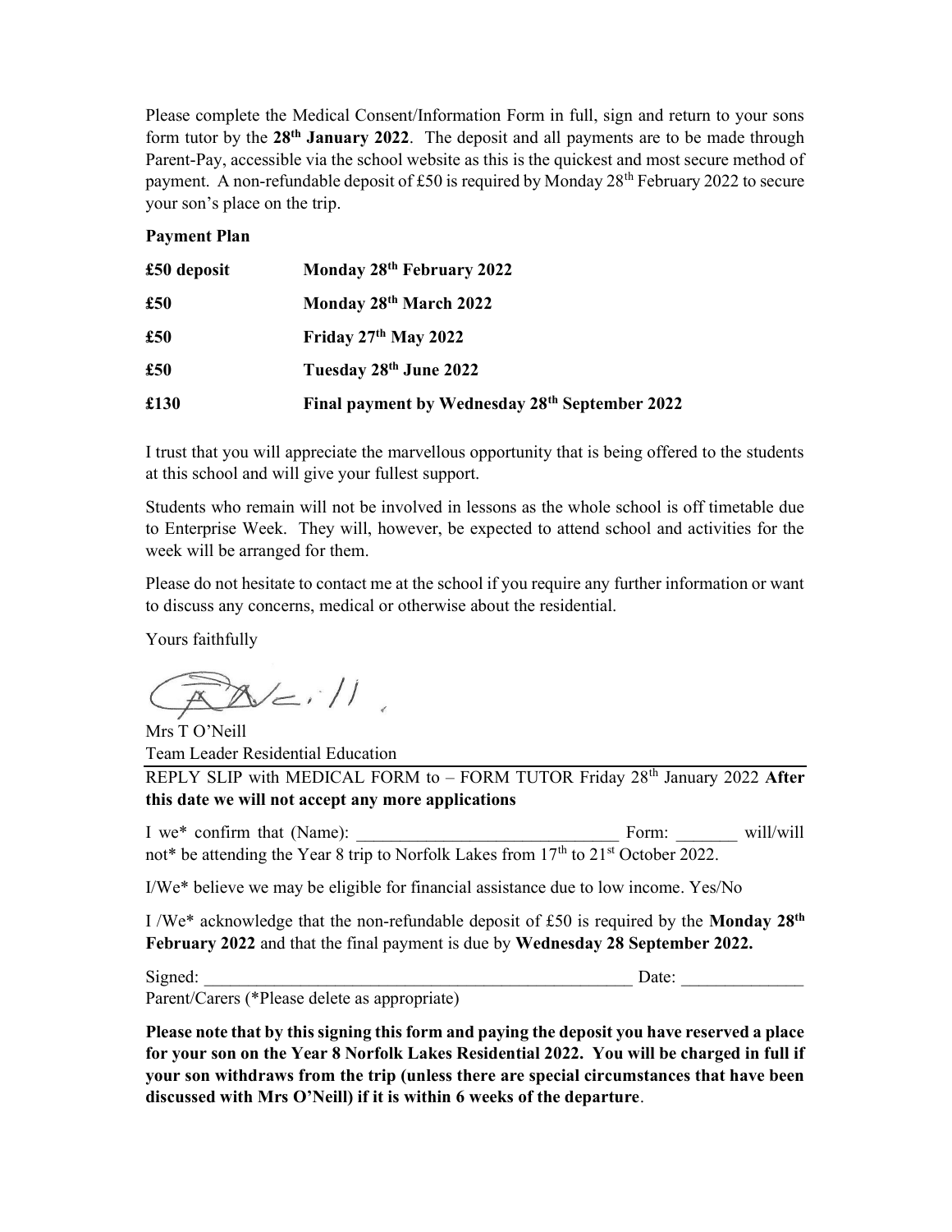Please complete the Medical Consent/Information Form in full, sign and return to your sons form tutor by the **28th January 2022**. The deposit and all payments are to be made through Parent-Pay, accessible via the school website as this is the quickest and most secure method of payment. A non-refundable deposit of £50 is required by Monday 28th February 2022 to secure your son's place on the trip.

**Payment Plan**

| | |
|---|---|
| **£50 deposit** | **Monday 28th February 2022** |
| **£50** | **Monday 28th March 2022** |
| **£50** | **Friday 27th May 2022** |
| **£50** | **Tuesday 28th June 2022** |
| **£130** | **Final payment by Wednesday 28th September 2022** |

I trust that you will appreciate the marvellous opportunity that is being offered to the students at this school and will give your fullest support.

Students who remain will not be involved in lessons as the whole school is off timetable due to Enterprise Week. They will, however, be expected to attend school and activities for the week will be arranged for them.

Please do not hesitate to contact me at the school if you require any further information or want to discuss any concerns, medical or otherwise about the residential.

Yours faithfully

Mrs T O'Neill
Team Leader Residential Education

REPLY SLIP with MEDICAL FORM to – FORM TUTOR Friday 28th January 2022 **After this date we will not accept any more applications**

I we* confirm that (Name): ______________________________ Form: _______ will/will not* be attending the Year 8 trip to Norfolk Lakes from 17th to 21st October 2022.

I/We* believe we may be eligible for financial assistance due to low income. Yes/No

I /We* acknowledge that the non-refundable deposit of £50 is required by the **Monday 28th February 2022** and that the final payment is due by **Wednesday 28 September 2022.**

Signed: ___________________________________________________ Date: ______________
Parent/Carers (*Please delete as appropriate)

**Please note that by this signing this form and paying the deposit you have reserved a place for your son on the Year 8 Norfolk Lakes Residential 2022. You will be charged in full if your son withdraws from the trip (unless there are special circumstances that have been discussed with Mrs O'Neill) if it is within 6 weeks of the departure**.